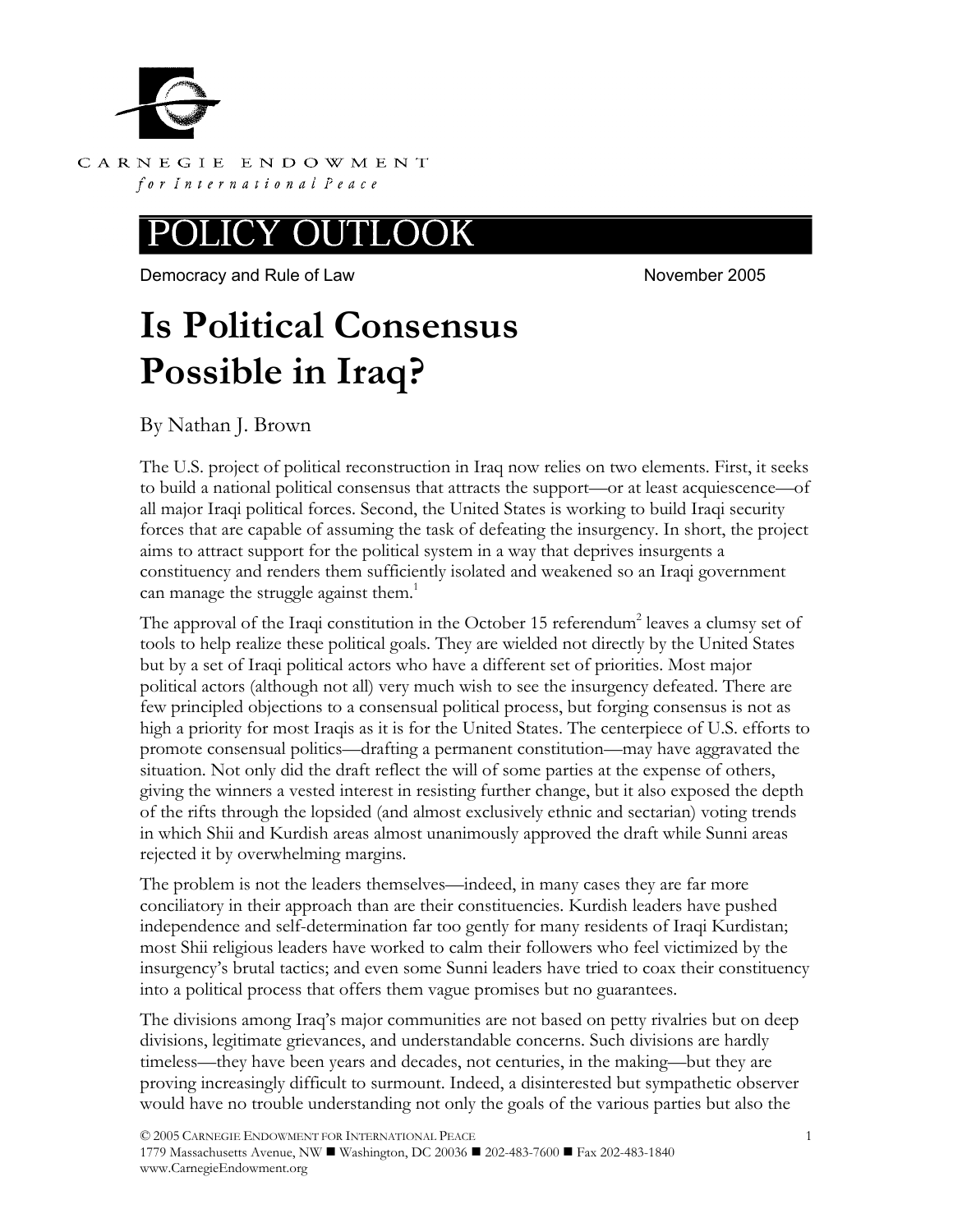CARNEGIE ENDOWMENT
*for International Peace*

# POLICY OUTLOOK

Democracy and Rule of Law — November 2005

# Is Political Consensus Possible in Iraq?

By Nathan J. Brown

The U.S. project of political reconstruction in Iraq now relies on two elements. First, it seeks to build a national political consensus that attracts the support—or at least acquiescence—of all major Iraqi political forces. Second, the United States is working to build Iraqi security forces that are capable of assuming the task of defeating the insurgency. In short, the project aims to attract support for the political system in a way that deprives insurgents a constituency and renders them sufficiently isolated and weakened so an Iraqi government can manage the struggle against them.[1]

The approval of the Iraqi constitution in the October 15 referendum[2] leaves a clumsy set of tools to help realize these political goals. They are wielded not directly by the United States but by a set of Iraqi political actors who have a different set of priorities. Most major political actors (although not all) very much wish to see the insurgency defeated. There are few principled objections to a consensual political process, but forging consensus is not as high a priority for most Iraqis as it is for the United States. The centerpiece of U.S. efforts to promote consensual politics—drafting a permanent constitution—may have aggravated the situation. Not only did the draft reflect the will of some parties at the expense of others, giving the winners a vested interest in resisting further change, but it also exposed the depth of the rifts through the lopsided (and almost exclusively ethnic and sectarian) voting trends in which Shii and Kurdish areas almost unanimously approved the draft while Sunni areas rejected it by overwhelming margins.

The problem is not the leaders themselves—indeed, in many cases they are far more conciliatory in their approach than are their constituencies. Kurdish leaders have pushed independence and self-determination far too gently for many residents of Iraqi Kurdistan; most Shii religious leaders have worked to calm their followers who feel victimized by the insurgency's brutal tactics; and even some Sunni leaders have tried to coax their constituency into a political process that offers them vague promises but no guarantees.

The divisions among Iraq's major communities are not based on petty rivalries but on deep divisions, legitimate grievances, and understandable concerns. Such divisions are hardly timeless—they have been years and decades, not centuries, in the making—but they are proving increasingly difficult to surmount. Indeed, a disinterested but sympathetic observer would have no trouble understanding not only the goals of the various parties but also the

© 2005 Carnegie Endowment for International Peace
1779 Massachusetts Avenue, NW ■ Washington, DC 20036 ■ 202-483-7600 ■ Fax 202-483-1840
www.CarnegieEndowment.org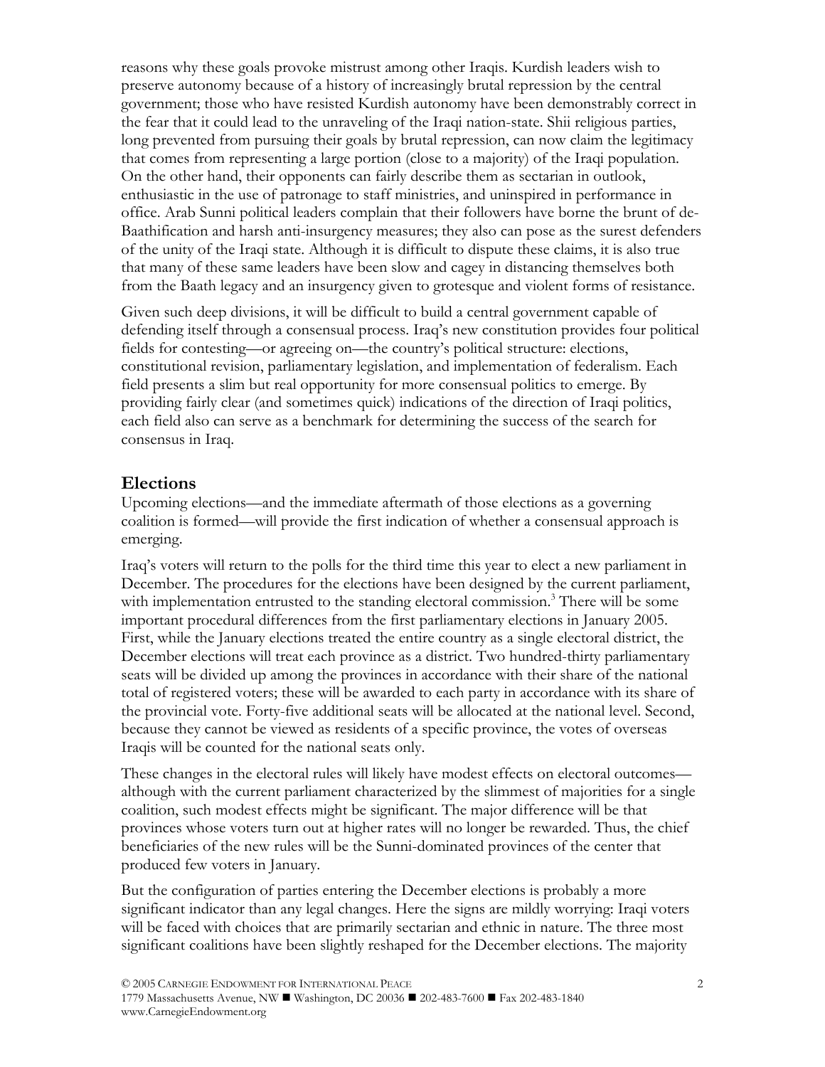reasons why these goals provoke mistrust among other Iraqis. Kurdish leaders wish to preserve autonomy because of a history of increasingly brutal repression by the central government; those who have resisted Kurdish autonomy have been demonstrably correct in the fear that it could lead to the unraveling of the Iraqi nation-state. Shii religious parties, long prevented from pursuing their goals by brutal repression, can now claim the legitimacy that comes from representing a large portion (close to a majority) of the Iraqi population. On the other hand, their opponents can fairly describe them as sectarian in outlook, enthusiastic in the use of patronage to staff ministries, and uninspired in performance in office. Arab Sunni political leaders complain that their followers have borne the brunt of de-Baathification and harsh anti-insurgency measures; they also can pose as the surest defenders of the unity of the Iraqi state. Although it is difficult to dispute these claims, it is also true that many of these same leaders have been slow and cagey in distancing themselves both from the Baath legacy and an insurgency given to grotesque and violent forms of resistance.

Given such deep divisions, it will be difficult to build a central government capable of defending itself through a consensual process. Iraq's new constitution provides four political fields for contesting—or agreeing on—the country's political structure: elections, constitutional revision, parliamentary legislation, and implementation of federalism. Each field presents a slim but real opportunity for more consensual politics to emerge. By providing fairly clear (and sometimes quick) indications of the direction of Iraqi politics, each field also can serve as a benchmark for determining the success of the search for consensus in Iraq.

## Elections

Upcoming elections—and the immediate aftermath of those elections as a governing coalition is formed—will provide the first indication of whether a consensual approach is emerging.

Iraq's voters will return to the polls for the third time this year to elect a new parliament in December. The procedures for the elections have been designed by the current parliament, with implementation entrusted to the standing electoral commission.[3] There will be some important procedural differences from the first parliamentary elections in January 2005. First, while the January elections treated the entire country as a single electoral district, the December elections will treat each province as a district. Two hundred-thirty parliamentary seats will be divided up among the provinces in accordance with their share of the national total of registered voters; these will be awarded to each party in accordance with its share of the provincial vote. Forty-five additional seats will be allocated at the national level. Second, because they cannot be viewed as residents of a specific province, the votes of overseas Iraqis will be counted for the national seats only.

These changes in the electoral rules will likely have modest effects on electoral outcomes—although with the current parliament characterized by the slimmest of majorities for a single coalition, such modest effects might be significant. The major difference will be that provinces whose voters turn out at higher rates will no longer be rewarded. Thus, the chief beneficiaries of the new rules will be the Sunni-dominated provinces of the center that produced few voters in January.

But the configuration of parties entering the December elections is probably a more significant indicator than any legal changes. Here the signs are mildly worrying: Iraqi voters will be faced with choices that are primarily sectarian and ethnic in nature. The three most significant coalitions have been slightly reshaped for the December elections. The majority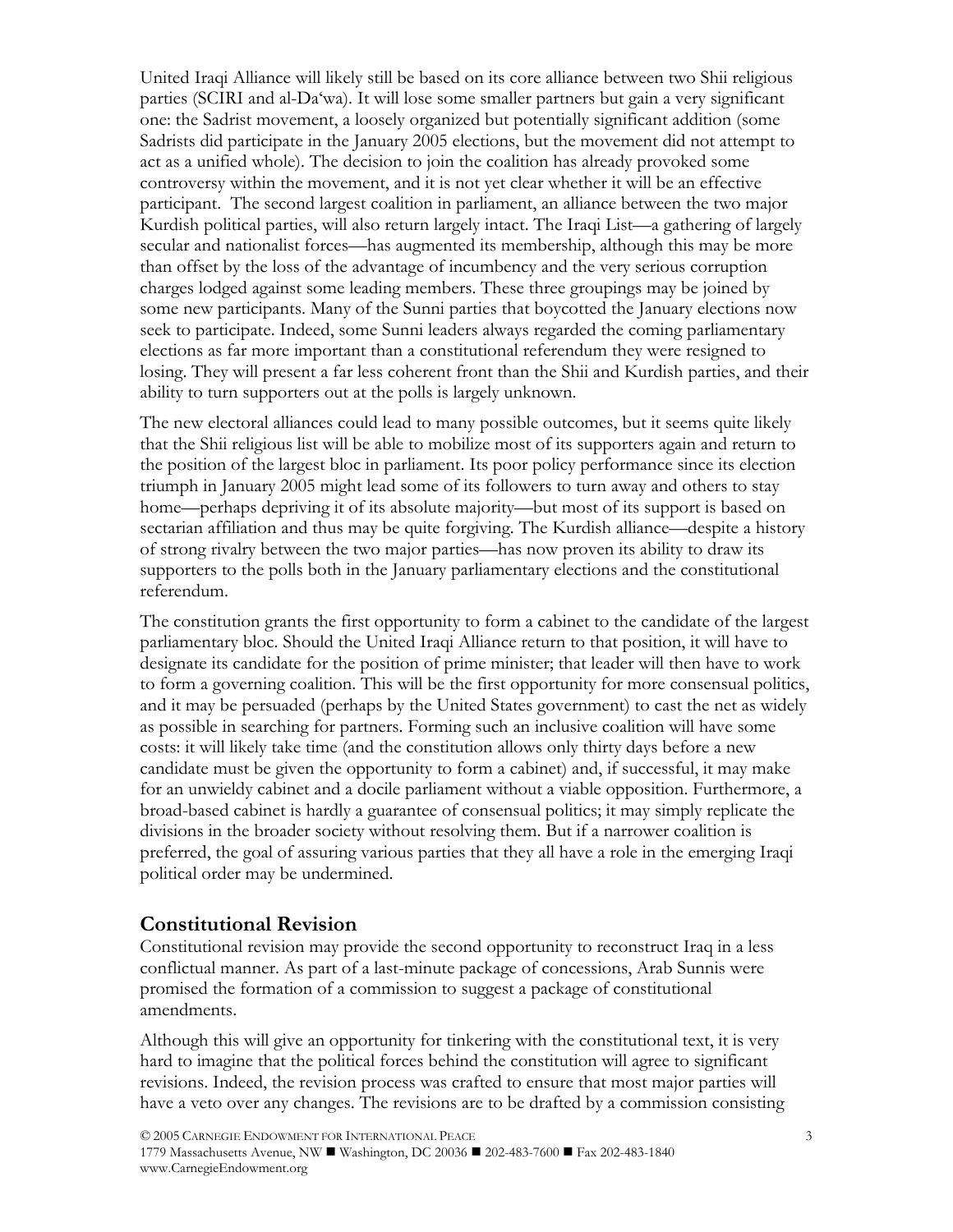United Iraqi Alliance will likely still be based on its core alliance between two Shii religious parties (SCIRI and al-Da'wa). It will lose some smaller partners but gain a very significant one: the Sadrist movement, a loosely organized but potentially significant addition (some Sadrists did participate in the January 2005 elections, but the movement did not attempt to act as a unified whole). The decision to join the coalition has already provoked some controversy within the movement, and it is not yet clear whether it will be an effective participant. The second largest coalition in parliament, an alliance between the two major Kurdish political parties, will also return largely intact. The Iraqi List—a gathering of largely secular and nationalist forces—has augmented its membership, although this may be more than offset by the loss of the advantage of incumbency and the very serious corruption charges lodged against some leading members. These three groupings may be joined by some new participants. Many of the Sunni parties that boycotted the January elections now seek to participate. Indeed, some Sunni leaders always regarded the coming parliamentary elections as far more important than a constitutional referendum they were resigned to losing. They will present a far less coherent front than the Shii and Kurdish parties, and their ability to turn supporters out at the polls is largely unknown.

The new electoral alliances could lead to many possible outcomes, but it seems quite likely that the Shii religious list will be able to mobilize most of its supporters again and return to the position of the largest bloc in parliament. Its poor policy performance since its election triumph in January 2005 might lead some of its followers to turn away and others to stay home—perhaps depriving it of its absolute majority—but most of its support is based on sectarian affiliation and thus may be quite forgiving. The Kurdish alliance—despite a history of strong rivalry between the two major parties—has now proven its ability to draw its supporters to the polls both in the January parliamentary elections and the constitutional referendum.

The constitution grants the first opportunity to form a cabinet to the candidate of the largest parliamentary bloc. Should the United Iraqi Alliance return to that position, it will have to designate its candidate for the position of prime minister; that leader will then have to work to form a governing coalition. This will be the first opportunity for more consensual politics, and it may be persuaded (perhaps by the United States government) to cast the net as widely as possible in searching for partners. Forming such an inclusive coalition will have some costs: it will likely take time (and the constitution allows only thirty days before a new candidate must be given the opportunity to form a cabinet) and, if successful, it may make for an unwieldy cabinet and a docile parliament without a viable opposition. Furthermore, a broad-based cabinet is hardly a guarantee of consensual politics; it may simply replicate the divisions in the broader society without resolving them. But if a narrower coalition is preferred, the goal of assuring various parties that they all have a role in the emerging Iraqi political order may be undermined.

## Constitutional Revision

Constitutional revision may provide the second opportunity to reconstruct Iraq in a less conflictual manner. As part of a last-minute package of concessions, Arab Sunnis were promised the formation of a commission to suggest a package of constitutional amendments.

Although this will give an opportunity for tinkering with the constitutional text, it is very hard to imagine that the political forces behind the constitution will agree to significant revisions. Indeed, the revision process was crafted to ensure that most major parties will have a veto over any changes. The revisions are to be drafted by a commission consisting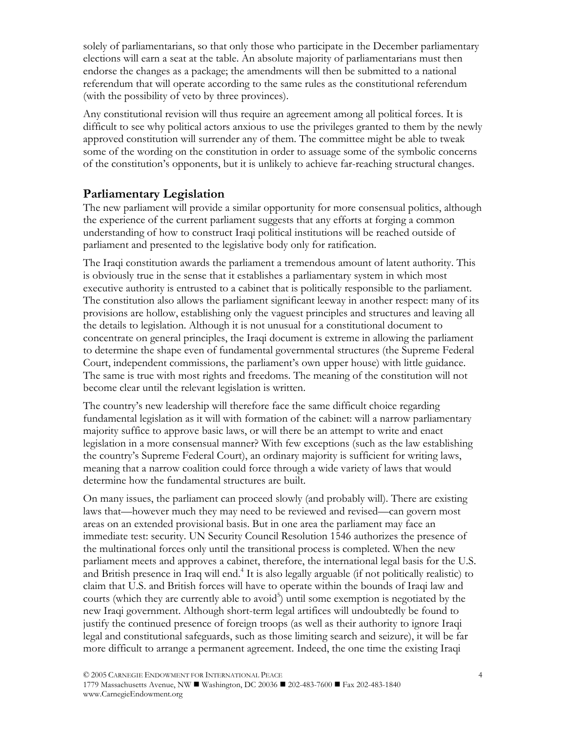solely of parliamentarians, so that only those who participate in the December parliamentary elections will earn a seat at the table. An absolute majority of parliamentarians must then endorse the changes as a package; the amendments will then be submitted to a national referendum that will operate according to the same rules as the constitutional referendum (with the possibility of veto by three provinces).

Any constitutional revision will thus require an agreement among all political forces. It is difficult to see why political actors anxious to use the privileges granted to them by the newly approved constitution will surrender any of them. The committee might be able to tweak some of the wording on the constitution in order to assuage some of the symbolic concerns of the constitution's opponents, but it is unlikely to achieve far-reaching structural changes.

## Parliamentary Legislation

The new parliament will provide a similar opportunity for more consensual politics, although the experience of the current parliament suggests that any efforts at forging a common understanding of how to construct Iraqi political institutions will be reached outside of parliament and presented to the legislative body only for ratification.

The Iraqi constitution awards the parliament a tremendous amount of latent authority. This is obviously true in the sense that it establishes a parliamentary system in which most executive authority is entrusted to a cabinet that is politically responsible to the parliament. The constitution also allows the parliament significant leeway in another respect: many of its provisions are hollow, establishing only the vaguest principles and structures and leaving all the details to legislation. Although it is not unusual for a constitutional document to concentrate on general principles, the Iraqi document is extreme in allowing the parliament to determine the shape even of fundamental governmental structures (the Supreme Federal Court, independent commissions, the parliament's own upper house) with little guidance. The same is true with most rights and freedoms. The meaning of the constitution will not become clear until the relevant legislation is written.

The country's new leadership will therefore face the same difficult choice regarding fundamental legislation as it will with formation of the cabinet: will a narrow parliamentary majority suffice to approve basic laws, or will there be an attempt to write and enact legislation in a more consensual manner? With few exceptions (such as the law establishing the country's Supreme Federal Court), an ordinary majority is sufficient for writing laws, meaning that a narrow coalition could force through a wide variety of laws that would determine how the fundamental structures are built.

On many issues, the parliament can proceed slowly (and probably will). There are existing laws that—however much they may need to be reviewed and revised—can govern most areas on an extended provisional basis. But in one area the parliament may face an immediate test: security. UN Security Council Resolution 1546 authorizes the presence of the multinational forces only until the transitional process is completed. When the new parliament meets and approves a cabinet, therefore, the international legal basis for the U.S. and British presence in Iraq will end.[4] It is also legally arguable (if not politically realistic) to claim that U.S. and British forces will have to operate within the bounds of Iraqi law and courts (which they are currently able to avoid[5]) until some exemption is negotiated by the new Iraqi government. Although short-term legal artifices will undoubtedly be found to justify the continued presence of foreign troops (as well as their authority to ignore Iraqi legal and constitutional safeguards, such as those limiting search and seizure), it will be far more difficult to arrange a permanent agreement. Indeed, the one time the existing Iraqi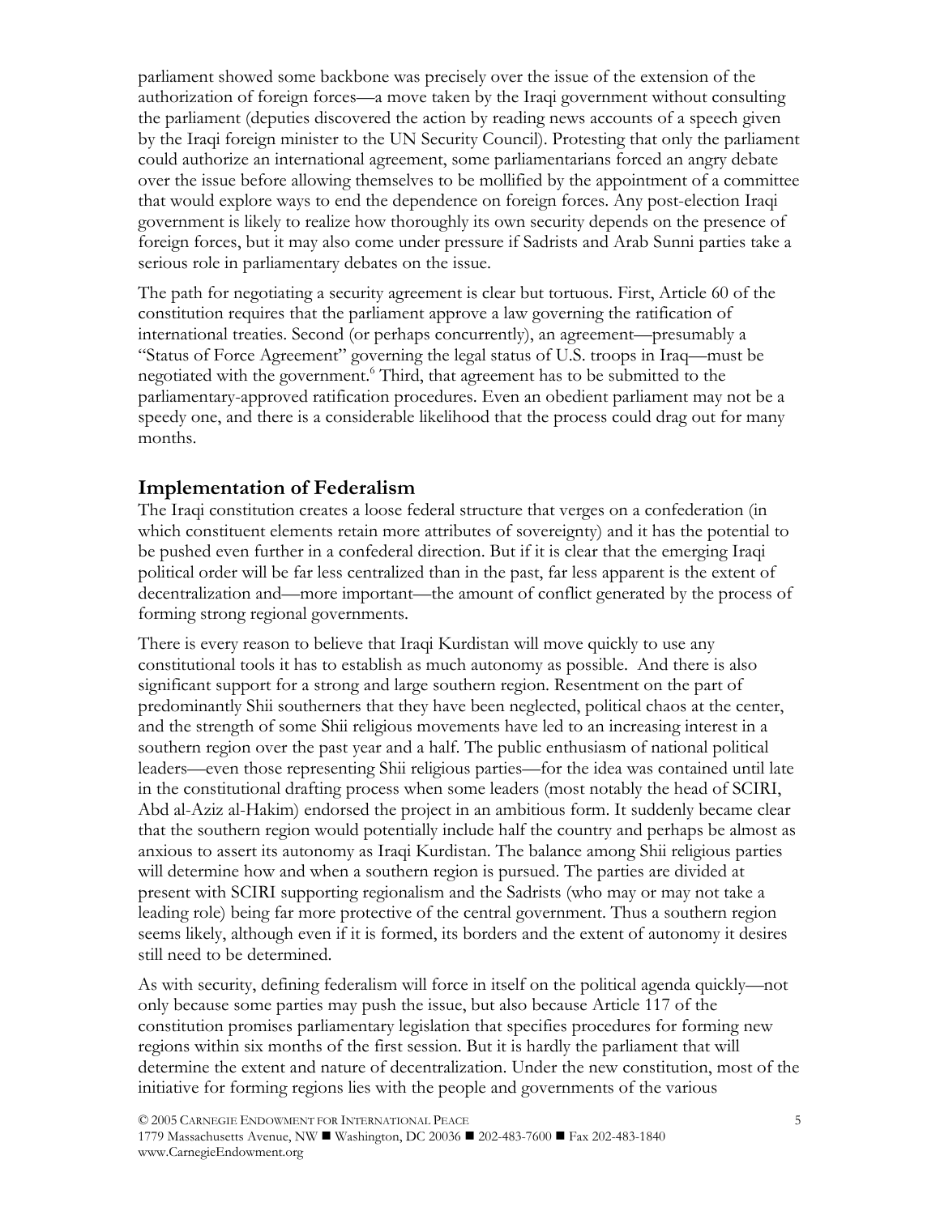parliament showed some backbone was precisely over the issue of the extension of the authorization of foreign forces—a move taken by the Iraqi government without consulting the parliament (deputies discovered the action by reading news accounts of a speech given by the Iraqi foreign minister to the UN Security Council). Protesting that only the parliament could authorize an international agreement, some parliamentarians forced an angry debate over the issue before allowing themselves to be mollified by the appointment of a committee that would explore ways to end the dependence on foreign forces. Any post-election Iraqi government is likely to realize how thoroughly its own security depends on the presence of foreign forces, but it may also come under pressure if Sadrists and Arab Sunni parties take a serious role in parliamentary debates on the issue.

The path for negotiating a security agreement is clear but tortuous. First, Article 60 of the constitution requires that the parliament approve a law governing the ratification of international treaties. Second (or perhaps concurrently), an agreement—presumably a "Status of Force Agreement" governing the legal status of U.S. troops in Iraq—must be negotiated with the government.[6] Third, that agreement has to be submitted to the parliamentary-approved ratification procedures. Even an obedient parliament may not be a speedy one, and there is a considerable likelihood that the process could drag out for many months.

## Implementation of Federalism

The Iraqi constitution creates a loose federal structure that verges on a confederation (in which constituent elements retain more attributes of sovereignty) and it has the potential to be pushed even further in a confederal direction. But if it is clear that the emerging Iraqi political order will be far less centralized than in the past, far less apparent is the extent of decentralization and—more important—the amount of conflict generated by the process of forming strong regional governments.

There is every reason to believe that Iraqi Kurdistan will move quickly to use any constitutional tools it has to establish as much autonomy as possible. And there is also significant support for a strong and large southern region. Resentment on the part of predominantly Shii southerners that they have been neglected, political chaos at the center, and the strength of some Shii religious movements have led to an increasing interest in a southern region over the past year and a half. The public enthusiasm of national political leaders—even those representing Shii religious parties—for the idea was contained until late in the constitutional drafting process when some leaders (most notably the head of SCIRI, Abd al-Aziz al-Hakim) endorsed the project in an ambitious form. It suddenly became clear that the southern region would potentially include half the country and perhaps be almost as anxious to assert its autonomy as Iraqi Kurdistan. The balance among Shii religious parties will determine how and when a southern region is pursued. The parties are divided at present with SCIRI supporting regionalism and the Sadrists (who may or may not take a leading role) being far more protective of the central government. Thus a southern region seems likely, although even if it is formed, its borders and the extent of autonomy it desires still need to be determined.

As with security, defining federalism will force in itself on the political agenda quickly—not only because some parties may push the issue, but also because Article 117 of the constitution promises parliamentary legislation that specifies procedures for forming new regions within six months of the first session. But it is hardly the parliament that will determine the extent and nature of decentralization. Under the new constitution, most of the initiative for forming regions lies with the people and governments of the various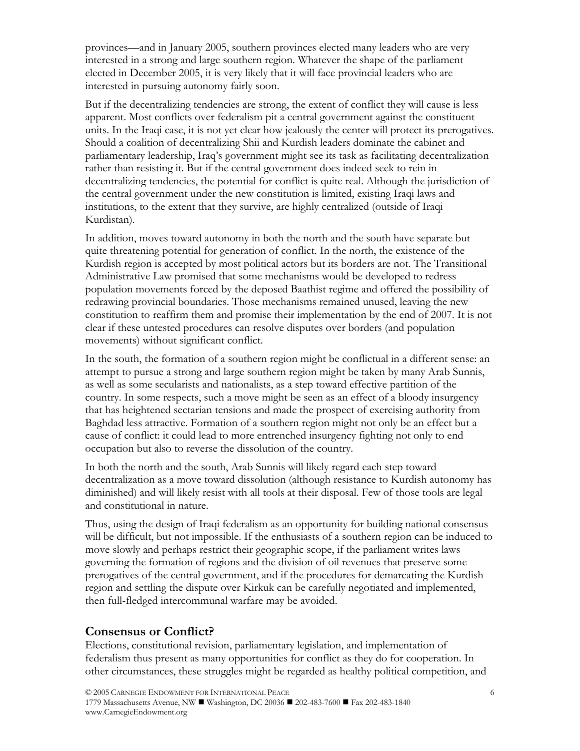provinces—and in January 2005, southern provinces elected many leaders who are very interested in a strong and large southern region. Whatever the shape of the parliament elected in December 2005, it is very likely that it will face provincial leaders who are interested in pursuing autonomy fairly soon.

But if the decentralizing tendencies are strong, the extent of conflict they will cause is less apparent. Most conflicts over federalism pit a central government against the constituent units. In the Iraqi case, it is not yet clear how jealously the center will protect its prerogatives. Should a coalition of decentralizing Shii and Kurdish leaders dominate the cabinet and parliamentary leadership, Iraq's government might see its task as facilitating decentralization rather than resisting it. But if the central government does indeed seek to rein in decentralizing tendencies, the potential for conflict is quite real. Although the jurisdiction of the central government under the new constitution is limited, existing Iraqi laws and institutions, to the extent that they survive, are highly centralized (outside of Iraqi Kurdistan).

In addition, moves toward autonomy in both the north and the south have separate but quite threatening potential for generation of conflict. In the north, the existence of the Kurdish region is accepted by most political actors but its borders are not. The Transitional Administrative Law promised that some mechanisms would be developed to redress population movements forced by the deposed Baathist regime and offered the possibility of redrawing provincial boundaries. Those mechanisms remained unused, leaving the new constitution to reaffirm them and promise their implementation by the end of 2007. It is not clear if these untested procedures can resolve disputes over borders (and population movements) without significant conflict.

In the south, the formation of a southern region might be conflictual in a different sense: an attempt to pursue a strong and large southern region might be taken by many Arab Sunnis, as well as some secularists and nationalists, as a step toward effective partition of the country. In some respects, such a move might be seen as an effect of a bloody insurgency that has heightened sectarian tensions and made the prospect of exercising authority from Baghdad less attractive. Formation of a southern region might not only be an effect but a cause of conflict: it could lead to more entrenched insurgency fighting not only to end occupation but also to reverse the dissolution of the country.

In both the north and the south, Arab Sunnis will likely regard each step toward decentralization as a move toward dissolution (although resistance to Kurdish autonomy has diminished) and will likely resist with all tools at their disposal. Few of those tools are legal and constitutional in nature.

Thus, using the design of Iraqi federalism as an opportunity for building national consensus will be difficult, but not impossible. If the enthusiasts of a southern region can be induced to move slowly and perhaps restrict their geographic scope, if the parliament writes laws governing the formation of regions and the division of oil revenues that preserve some prerogatives of the central government, and if the procedures for demarcating the Kurdish region and settling the dispute over Kirkuk can be carefully negotiated and implemented, then full-fledged intercommunal warfare may be avoided.

## Consensus or Conflict?

Elections, constitutional revision, parliamentary legislation, and implementation of federalism thus present as many opportunities for conflict as they do for cooperation. In other circumstances, these struggles might be regarded as healthy political competition, and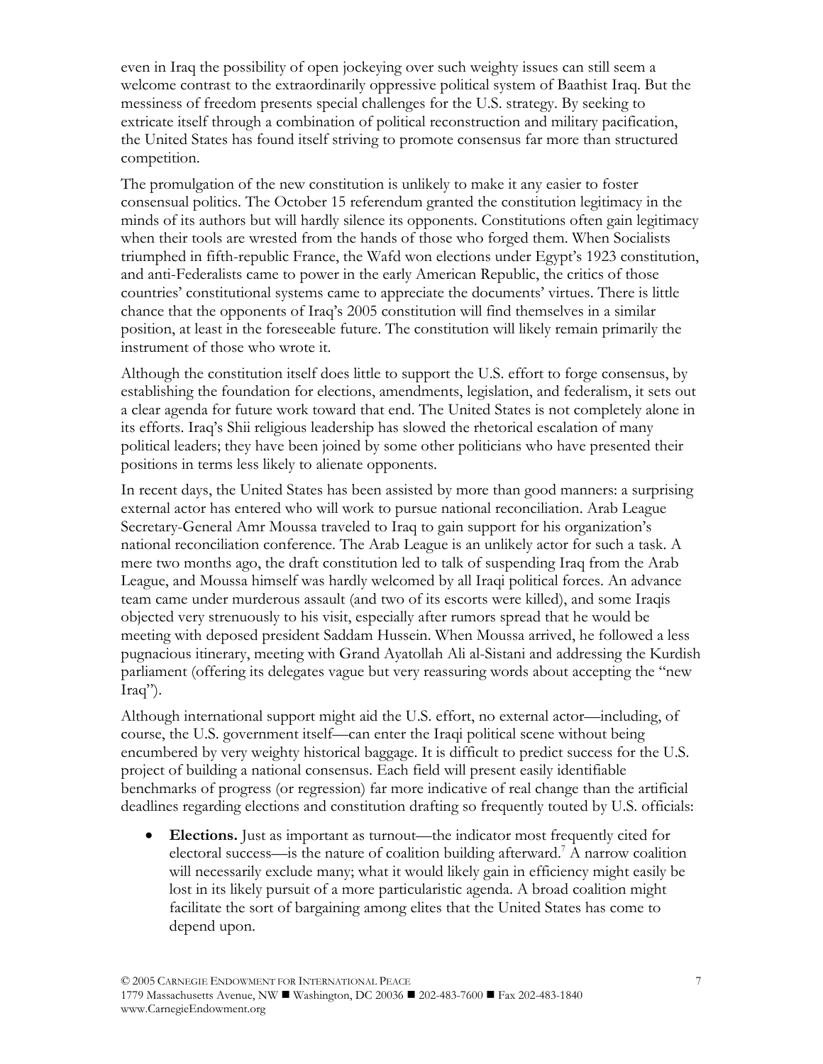even in Iraq the possibility of open jockeying over such weighty issues can still seem a welcome contrast to the extraordinarily oppressive political system of Baathist Iraq. But the messiness of freedom presents special challenges for the U.S. strategy. By seeking to extricate itself through a combination of political reconstruction and military pacification, the United States has found itself striving to promote consensus far more than structured competition.

The promulgation of the new constitution is unlikely to make it any easier to foster consensual politics. The October 15 referendum granted the constitution legitimacy in the minds of its authors but will hardly silence its opponents. Constitutions often gain legitimacy when their tools are wrested from the hands of those who forged them. When Socialists triumphed in fifth-republic France, the Wafd won elections under Egypt's 1923 constitution, and anti-Federalists came to power in the early American Republic, the critics of those countries' constitutional systems came to appreciate the documents' virtues. There is little chance that the opponents of Iraq's 2005 constitution will find themselves in a similar position, at least in the foreseeable future. The constitution will likely remain primarily the instrument of those who wrote it.

Although the constitution itself does little to support the U.S. effort to forge consensus, by establishing the foundation for elections, amendments, legislation, and federalism, it sets out a clear agenda for future work toward that end. The United States is not completely alone in its efforts. Iraq's Shii religious leadership has slowed the rhetorical escalation of many political leaders; they have been joined by some other politicians who have presented their positions in terms less likely to alienate opponents.

In recent days, the United States has been assisted by more than good manners: a surprising external actor has entered who will work to pursue national reconciliation. Arab League Secretary-General Amr Moussa traveled to Iraq to gain support for his organization's national reconciliation conference. The Arab League is an unlikely actor for such a task. A mere two months ago, the draft constitution led to talk of suspending Iraq from the Arab League, and Moussa himself was hardly welcomed by all Iraqi political forces. An advance team came under murderous assault (and two of its escorts were killed), and some Iraqis objected very strenuously to his visit, especially after rumors spread that he would be meeting with deposed president Saddam Hussein. When Moussa arrived, he followed a less pugnacious itinerary, meeting with Grand Ayatollah Ali al-Sistani and addressing the Kurdish parliament (offering its delegates vague but very reassuring words about accepting the "new Iraq").

Although international support might aid the U.S. effort, no external actor—including, of course, the U.S. government itself—can enter the Iraqi political scene without being encumbered by very weighty historical baggage. It is difficult to predict success for the U.S. project of building a national consensus. Each field will present easily identifiable benchmarks of progress (or regression) far more indicative of real change than the artificial deadlines regarding elections and constitution drafting so frequently touted by U.S. officials:

- **Elections.** Just as important as turnout—the indicator most frequently cited for electoral success—is the nature of coalition building afterward.[7] A narrow coalition will necessarily exclude many; what it would likely gain in efficiency might easily be lost in its likely pursuit of a more particularistic agenda. A broad coalition might facilitate the sort of bargaining among elites that the United States has come to depend upon.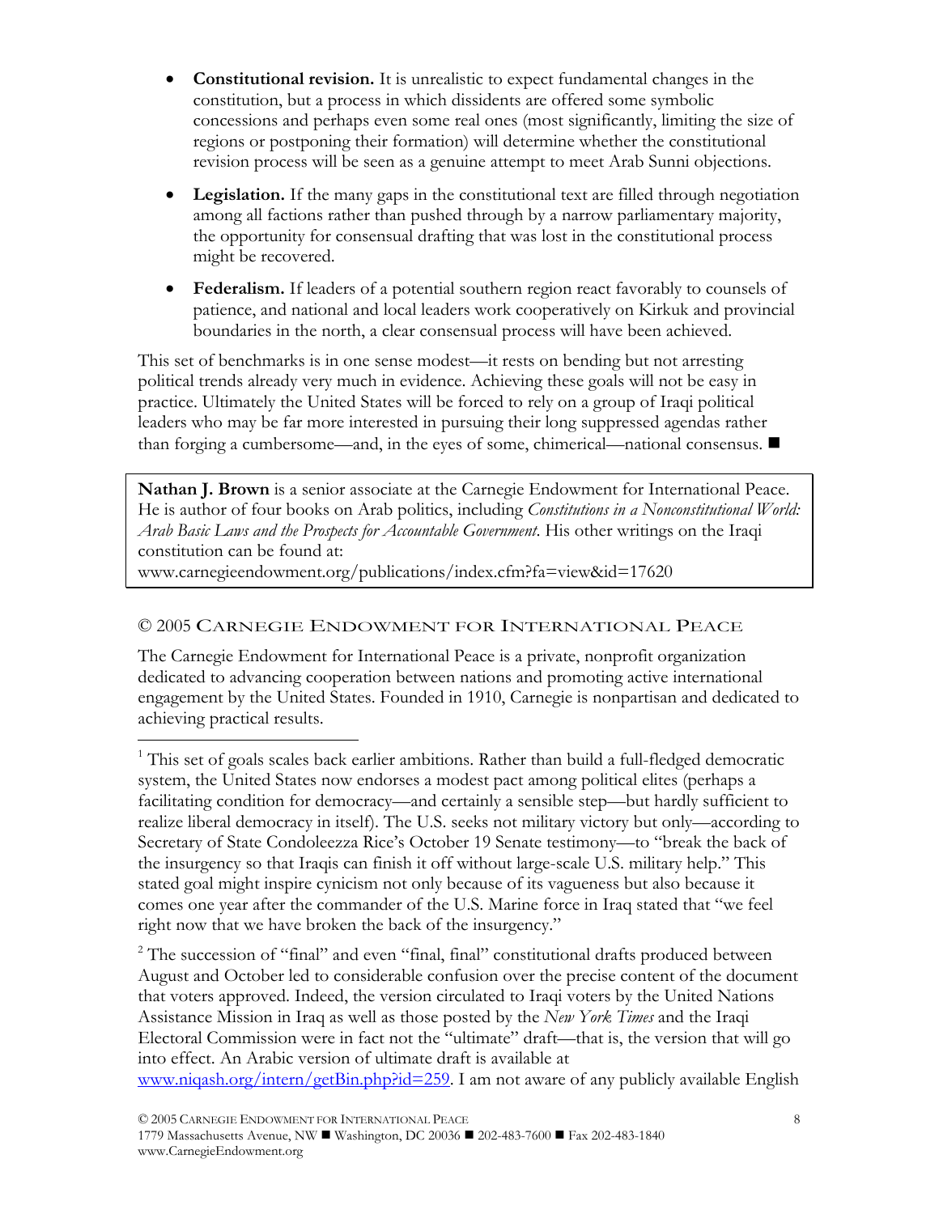- **Constitutional revision.** It is unrealistic to expect fundamental changes in the constitution, but a process in which dissidents are offered some symbolic concessions and perhaps even some real ones (most significantly, limiting the size of regions or postponing their formation) will determine whether the constitutional revision process will be seen as a genuine attempt to meet Arab Sunni objections.

- **Legislation.** If the many gaps in the constitutional text are filled through negotiation among all factions rather than pushed through by a narrow parliamentary majority, the opportunity for consensual drafting that was lost in the constitutional process might be recovered.

- **Federalism.** If leaders of a potential southern region react favorably to counsels of patience, and national and local leaders work cooperatively on Kirkuk and provincial boundaries in the north, a clear consensual process will have been achieved.

This set of benchmarks is in one sense modest—it rests on bending but not arresting political trends already very much in evidence. Achieving these goals will not be easy in practice. Ultimately the United States will be forced to rely on a group of Iraqi political leaders who may be far more interested in pursuing their long suppressed agendas rather than forging a cumbersome—and, in the eyes of some, chimerical—national consensus. ■

**Nathan J. Brown** is a senior associate at the Carnegie Endowment for International Peace. He is author of four books on Arab politics, including *Constitutions in a Nonconstitutional World: Arab Basic Laws and the Prospects for Accountable Government*. His other writings on the Iraqi constitution can be found at:
www.carnegieendowment.org/publications/index.cfm?fa=view&id=17620

© 2005 CARNEGIE ENDOWMENT FOR INTERNATIONAL PEACE

The Carnegie Endowment for International Peace is a private, nonprofit organization dedicated to advancing cooperation between nations and promoting active international engagement by the United States. Founded in 1910, Carnegie is nonpartisan and dedicated to achieving practical results.

---

[1] This set of goals scales back earlier ambitions. Rather than build a full-fledged democratic system, the United States now endorses a modest pact among political elites (perhaps a facilitating condition for democracy—and certainly a sensible step—but hardly sufficient to realize liberal democracy in itself). The U.S. seeks not military victory but only—according to Secretary of State Condoleezza Rice's October 19 Senate testimony—to "break the back of the insurgency so that Iraqis can finish it off without large-scale U.S. military help." This stated goal might inspire cynicism not only because of its vagueness but also because it comes one year after the commander of the U.S. Marine force in Iraq stated that "we feel right now that we have broken the back of the insurgency."

[2] The succession of "final" and even "final, final" constitutional drafts produced between August and October led to considerable confusion over the precise content of the document that voters approved. Indeed, the version circulated to Iraqi voters by the United Nations Assistance Mission in Iraq as well as those posted by the *New York Times* and the Iraqi Electoral Commission were in fact not the "ultimate" draft—that is, the version that will go into effect. An Arabic version of ultimate draft is available at www.niqash.org/intern/getBin.php?id=259. I am not aware of any publicly available English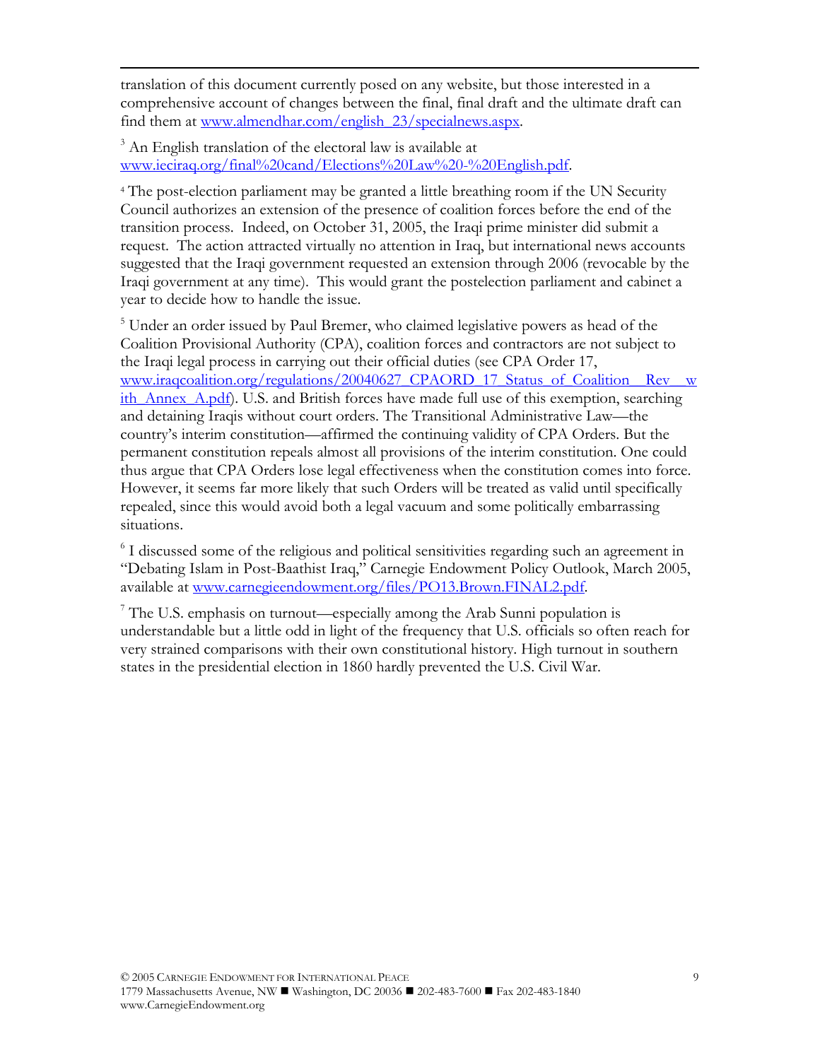translation of this document currently posed on any website, but those interested in a comprehensive account of changes between the final, final draft and the ultimate draft can find them at www.almendhar.com/english_23/specialnews.aspx.

[3] An English translation of the electoral law is available at www.ieciraq.org/final%20cand/Elections%20Law%20-%20English.pdf.

[4] The post-election parliament may be granted a little breathing room if the UN Security Council authorizes an extension of the presence of coalition forces before the end of the transition process. Indeed, on October 31, 2005, the Iraqi prime minister did submit a request. The action attracted virtually no attention in Iraq, but international news accounts suggested that the Iraqi government requested an extension through 2006 (revocable by the Iraqi government at any time). This would grant the postelection parliament and cabinet a year to decide how to handle the issue.

[5] Under an order issued by Paul Bremer, who claimed legislative powers as head of the Coalition Provisional Authority (CPA), coalition forces and contractors are not subject to the Iraqi legal process in carrying out their official duties (see CPA Order 17, www.iraqcoalition.org/regulations/20040627_CPAORD_17_Status_of_Coalition__Rev__with_Annex_A.pdf). U.S. and British forces have made full use of this exemption, searching and detaining Iraqis without court orders. The Transitional Administrative Law—the country's interim constitution—affirmed the continuing validity of CPA Orders. But the permanent constitution repeals almost all provisions of the interim constitution. One could thus argue that CPA Orders lose legal effectiveness when the constitution comes into force. However, it seems far more likely that such Orders will be treated as valid until specifically repealed, since this would avoid both a legal vacuum and some politically embarrassing situations.

[6] I discussed some of the religious and political sensitivities regarding such an agreement in "Debating Islam in Post-Baathist Iraq," Carnegie Endowment Policy Outlook, March 2005, available at www.carnegieendowment.org/files/PO13.Brown.FINAL2.pdf.

[7] The U.S. emphasis on turnout—especially among the Arab Sunni population is understandable but a little odd in light of the frequency that U.S. officials so often reach for very strained comparisons with their own constitutional history. High turnout in southern states in the presidential election in 1860 hardly prevented the U.S. Civil War.